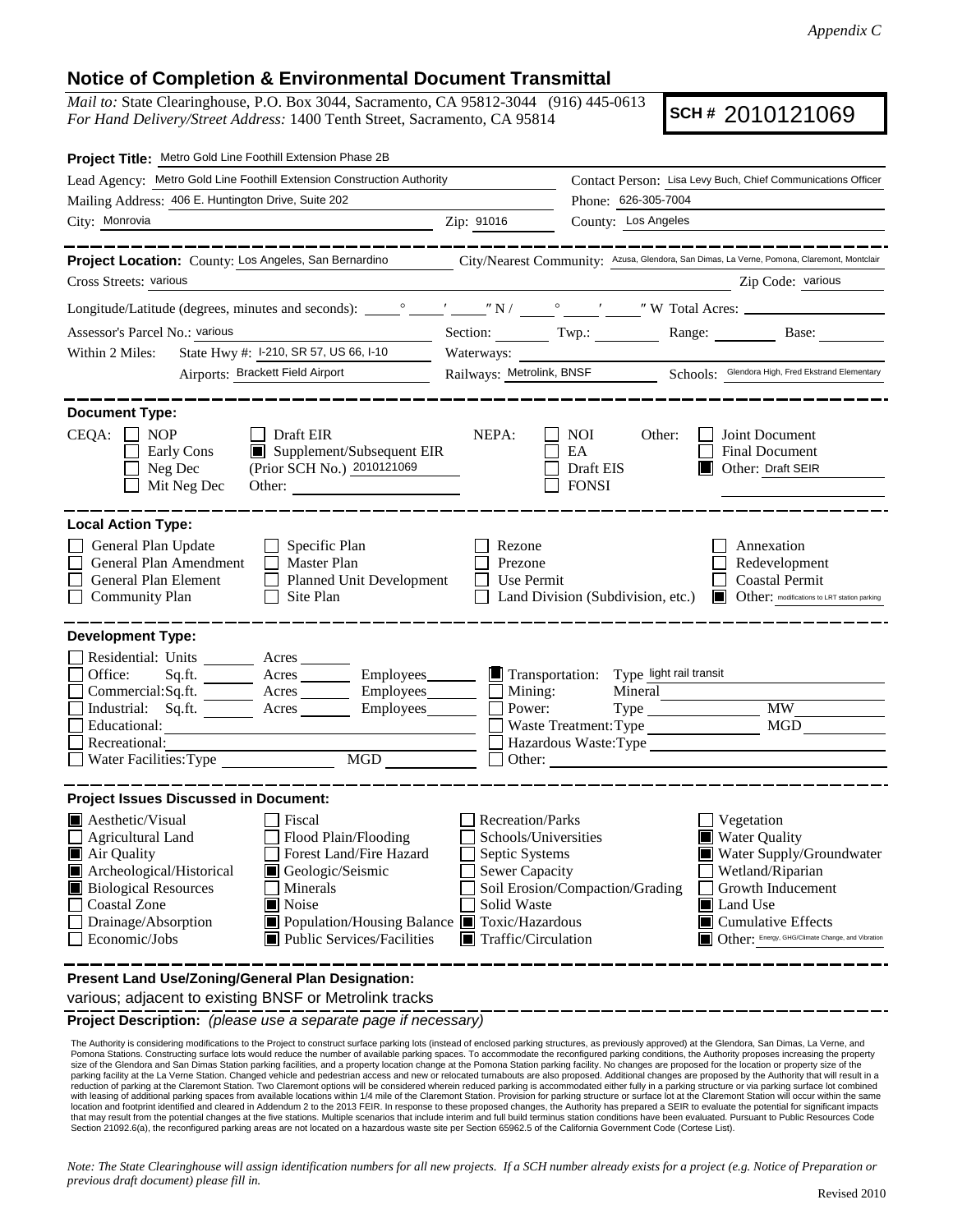*Appendix C*

## Notice of Completion & Environmental Document Transmittal

*Mail to:* State Clearinghouse, P.O. Box 3044, Sacramento, CA 95812-3044 (916) 445-0613
*For Hand Delivery/Street Address:* 1400 Tenth Street, Sacramento, CA 95814

**SCH #** 2010121069

**Project Title:** Metro Gold Line Foothill Extension Phase 2B

Lead Agency: Metro Gold Line Foothill Extension Construction Authority
Contact Person: Lisa Levy Buch, Chief Communications Officer
Mailing Address: 406 E. Huntington Drive, Suite 202
Phone: 626-305-7004
City: Monrovia
Zip: 91016
County: Los Angeles

**Project Location:** County: Los Angeles, San Bernardino
City/Nearest Community: Azusa, Glendora, San Dimas, La Verne, Pomona, Claremont, Montclair
Cross Streets: various
Zip Code: various
Longitude/Latitude (degrees, minutes and seconds): ___° ___′ ___″ N / ___° ___′ ___″ W Total Acres: ___
Assessor's Parcel No.: various
Section: ___ Twp.: ___ Range: ___ Base: ___
Within 2 Miles: State Hwy #: I-210, SR 57, US 66, I-10
Waterways: ___
Airports: Brackett Field Airport
Railways: Metrolink, BNSF
Schools: Glendora High, Fred Ekstrand Elementary

**Document Type:**

CEQA:
- ☐ NOP
- ☐ Early Cons
- ☐ Neg Dec
- ☐ Mit Neg Dec
- ☐ Draft EIR
- ■ Supplement/Subsequent EIR (Prior SCH No.) 2010121069
- Other: ___

NEPA:
- ☐ NOI
- ☐ EA
- ☐ Draft EIS
- ☐ FONSI

Other:
- ☐ Joint Document
- ☐ Final Document
- ■ Other: Draft SEIR

**Local Action Type:**

- ☐ General Plan Update
- ☐ General Plan Amendment
- ☐ General Plan Element
- ☐ Community Plan
- ☐ Specific Plan
- ☐ Master Plan
- ☐ Planned Unit Development
- ☐ Site Plan
- ☐ Rezone
- ☐ Prezone
- ☐ Use Permit
- ☐ Land Division (Subdivision, etc.)
- ☐ Annexation
- ☐ Redevelopment
- ☐ Coastal Permit
- ■ Other: modifications to LRT station parking

**Development Type:**

- ☐ Residential: Units ___ Acres ___
- ☐ Office: Sq.ft. ___ Acres ___ Employees ___
- ☐ Commercial: Sq.ft. ___ Acres ___ Employees ___
- ☐ Industrial: Sq.ft. ___ Acres ___ Employees ___
- ☐ Educational: ___
- ☐ Recreational: ___
- ☐ Water Facilities: Type ___ MGD ___
- ■ Transportation: Type light rail transit
- ☐ Mining: Mineral ___
- ☐ Power: Type ___ MW ___
- ☐ Waste Treatment: Type ___ MGD ___
- ☐ Hazardous Waste: Type ___
- ☐ Other: ___

**Project Issues Discussed in Document:**

- ■ Aesthetic/Visual
- ☐ Agricultural Land
- ■ Air Quality
- ■ Archeological/Historical
- ■ Biological Resources
- ☐ Coastal Zone
- ☐ Drainage/Absorption
- ☐ Economic/Jobs
- ☐ Fiscal
- ☐ Flood Plain/Flooding
- ☐ Forest Land/Fire Hazard
- ■ Geologic/Seismic
- ☐ Minerals
- ■ Noise
- ■ Population/Housing Balance
- ■ Public Services/Facilities
- ☐ Recreation/Parks
- ☐ Schools/Universities
- ☐ Septic Systems
- ☐ Sewer Capacity
- ☐ Soil Erosion/Compaction/Grading
- ☐ Solid Waste
- ■ Toxic/Hazardous
- ■ Traffic/Circulation
- ☐ Vegetation
- ■ Water Quality
- ■ Water Supply/Groundwater
- ☐ Wetland/Riparian
- ☐ Growth Inducement
- ■ Land Use
- ■ Cumulative Effects
- ■ Other: Energy, GHG/Climate Change, and Vibration

**Present Land Use/Zoning/General Plan Designation:**

various; adjacent to existing BNSF or Metrolink tracks

**Project Description:** *(please use a separate page if necessary)*

The Authority is considering modifications to the Project to construct surface parking lots (instead of enclosed parking structures, as previously approved) at the Glendora, San Dimas, La Verne, and Pomona Stations. Constructing surface lots would reduce the number of available parking spaces. To accommodate the reconfigured parking conditions, the Authority proposes increasing the property size of the Glendora and San Dimas Station parking facilities, and a property location change at the Pomona Station parking facility. No changes are proposed for the location or property size of the parking facility at the La Verne Station. Changed vehicle and pedestrian access and new or relocated turnabouts are also proposed. Additional changes are proposed by the Authority that will result in a reduction of parking at the Claremont Station. Two Claremont options will be considered wherein reduced parking is accommodated either fully in a parking structure or via parking surface lot combined with leasing of additional parking spaces from available locations within 1/4 mile of the Claremont Station. Provision for parking structure or surface lot at the Claremont Station will occur within the same location and footprint identified and cleared in Addendum 2 to the 2013 FEIR. In response to these proposed changes, the Authority has prepared a SEIR to evaluate the potential for significant impacts that may result from the potential changes at the five stations. Multiple scenarios that include interim and full build terminus station conditions have been evaluated. Pursuant to Public Resources Code Section 21092.6(a), the reconfigured parking areas are not located on a hazardous waste site per Section 65962.5 of the California Government Code (Cortese List).

*Note: The State Clearinghouse will assign identification numbers for all new projects. If a SCH number already exists for a project (e.g. Notice of Preparation or previous draft document) please fill in.*

Revised 2010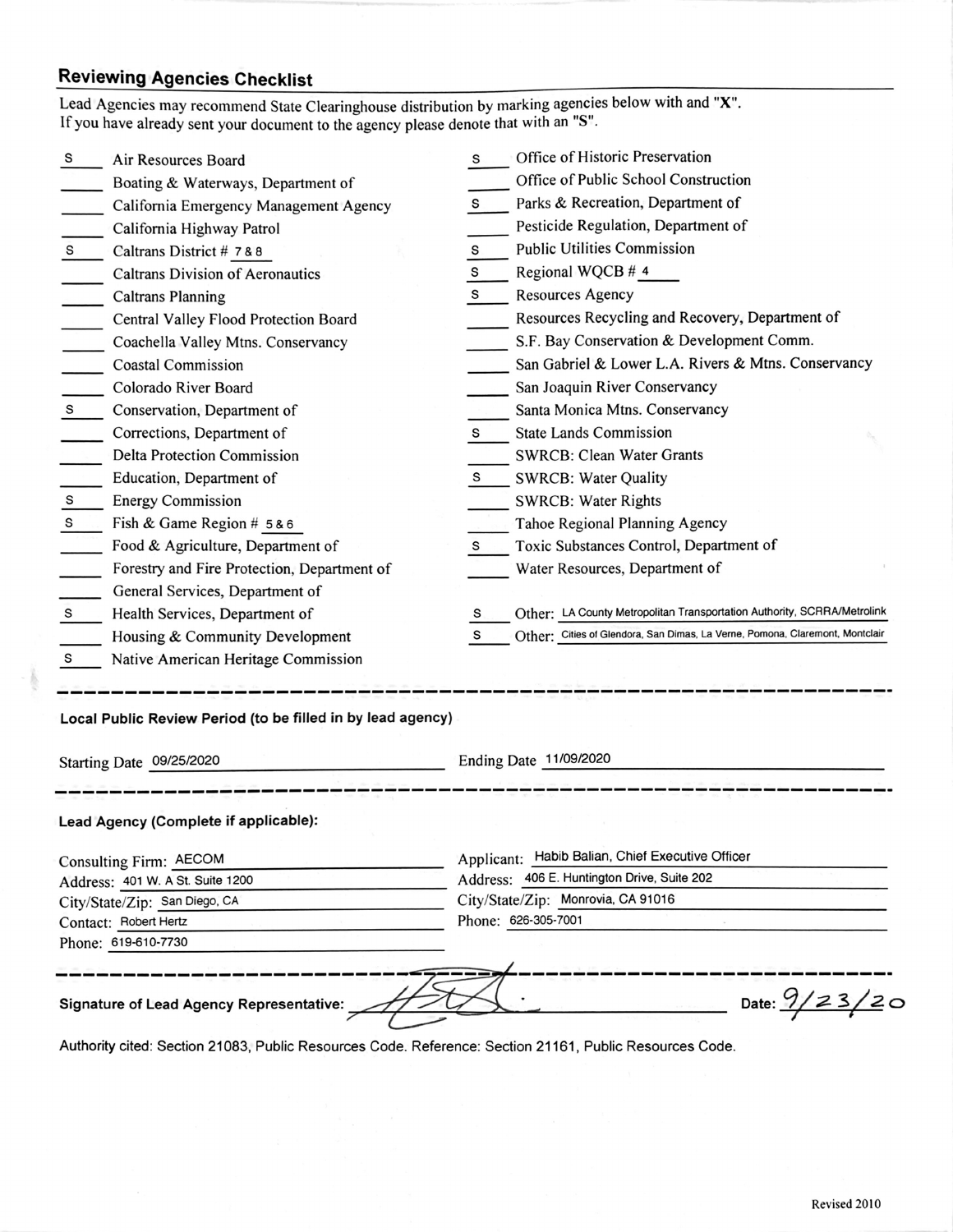## Reviewing Agencies Checklist

Lead Agencies may recommend State Clearinghouse distribution by marking agencies below with and "X".
If you have already sent your document to the agency please denote that with an "S".

| | | | |
|---|---|---|---|
| S | Air Resources Board | S | Office of Historic Preservation |
| | Boating & Waterways, Department of | | Office of Public School Construction |
| | California Emergency Management Agency | S | Parks & Recreation, Department of |
| | California Highway Patrol | | Pesticide Regulation, Department of |
| S | Caltrans District # 7 & 8 | S | Public Utilities Commission |
| | Caltrans Division of Aeronautics | S | Regional WQCB # 4 |
| | Caltrans Planning | S | Resources Agency |
| | Central Valley Flood Protection Board | | Resources Recycling and Recovery, Department of |
| | Coachella Valley Mtns. Conservancy | | S.F. Bay Conservation & Development Comm. |
| | Coastal Commission | | San Gabriel & Lower L.A. Rivers & Mtns. Conservancy |
| | Colorado River Board | | San Joaquin River Conservancy |
| S | Conservation, Department of | | Santa Monica Mtns. Conservancy |
| | Corrections, Department of | S | State Lands Commission |
| | Delta Protection Commission | | SWRCB: Clean Water Grants |
| | Education, Department of | S | SWRCB: Water Quality |
| S | Energy Commission | | SWRCB: Water Rights |
| S | Fish & Game Region # 5 & 6 | | Tahoe Regional Planning Agency |
| | Food & Agriculture, Department of | S | Toxic Substances Control, Department of |
| | Forestry and Fire Protection, Department of | | Water Resources, Department of |
| | General Services, Department of | | |
| S | Health Services, Department of | S | Other: LA County Metropolitan Transportation Authority, SCRRA/Metrolink |
| | Housing & Community Development | S | Other: Cities of Glendora, San Dimas, La Verne, Pomona, Claremont, Montclair |
| S | Native American Heritage Commission | | |

---

**Local Public Review Period (to be filled in by lead agency)**

Starting Date 09/25/2020 Ending Date 11/09/2020

---

**Lead Agency (Complete if applicable):**

Consulting Firm: AECOM
Address: 401 W. A St. Suite 1200
City/State/Zip: San Diego, CA
Contact: Robert Hertz
Phone: 619-610-7730

Applicant: Habib Balian, Chief Executive Officer
Address: 406 E. Huntington Drive, Suite 202
City/State/Zip: Monrovia, CA 91016
Phone: 626-305-7001

---

**Signature of Lead Agency Representative:** [signature] **Date:** 9/23/20

Authority cited: Section 21083, Public Resources Code. Reference: Section 21161, Public Resources Code.

Revised 2010